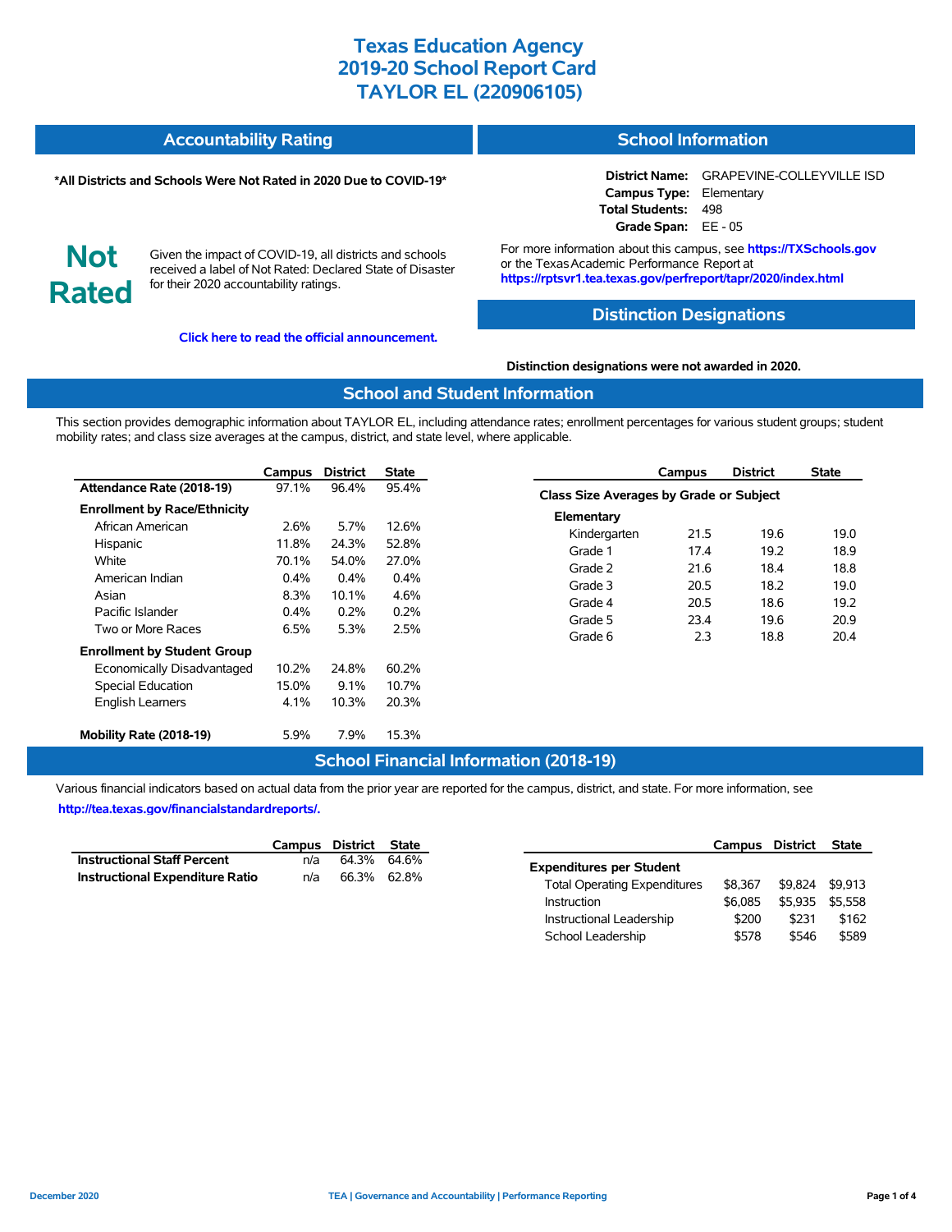# Texas Education Agency
# 2019-20 School Report Card
# TAYLOR EL (220906105)

## Accountability Rating

**\*All Districts and Schools Were Not Rated in 2020 Due to COVID-19\***

**Not Rated**

Given the impact of COVID-19, all districts and schools received a label of Not Rated: Declared State of Disaster for their 2020 accountability ratings.

**Click here to read the official announcement.**

## School Information

**District Name:** GRAPEVINE-COLLEYVILLE ISD
**Campus Type:** Elementary
**Total Students:** 498
**Grade Span:** EE - 05

For more information about this campus, see **https://TXSchools.gov** or the Texas Academic Performance Report at **https://rptsvr1.tea.texas.gov/perfreport/tapr/2020/index.html**

## Distinction Designations

**Distinction designations were not awarded in 2020.**

## School and Student Information

This section provides demographic information about TAYLOR EL, including attendance rates; enrollment percentages for various student groups; student mobility rates; and class size averages at the campus, district, and state level, where applicable.

| | Campus | District | State |
|---|---|---|---|
| **Attendance Rate (2018-19)** | 97.1% | 96.4% | 95.4% |
| **Enrollment by Race/Ethnicity** | | | |
| African American | 2.6% | 5.7% | 12.6% |
| Hispanic | 11.8% | 24.3% | 52.8% |
| White | 70.1% | 54.0% | 27.0% |
| American Indian | 0.4% | 0.4% | 0.4% |
| Asian | 8.3% | 10.1% | 4.6% |
| Pacific Islander | 0.4% | 0.2% | 0.2% |
| Two or More Races | 6.5% | 5.3% | 2.5% |
| **Enrollment by Student Group** | | | |
| Economically Disadvantaged | 10.2% | 24.8% | 60.2% |
| Special Education | 15.0% | 9.1% | 10.7% |
| English Learners | 4.1% | 10.3% | 20.3% |
| **Mobility Rate (2018-19)** | 5.9% | 7.9% | 15.3% |

| | Campus | District | State |
|---|---|---|---|
| **Class Size Averages by Grade or Subject** | | | |
| **Elementary** | | | |
| Kindergarten | 21.5 | 19.6 | 19.0 |
| Grade 1 | 17.4 | 19.2 | 18.9 |
| Grade 2 | 21.6 | 18.4 | 18.8 |
| Grade 3 | 20.5 | 18.2 | 19.0 |
| Grade 4 | 20.5 | 18.6 | 19.2 |
| Grade 5 | 23.4 | 19.6 | 20.9 |
| Grade 6 | 2.3 | 18.8 | 20.4 |

## School Financial Information (2018-19)

Various financial indicators based on actual data from the prior year are reported for the campus, district, and state. For more information, see **http://tea.texas.gov/financialstandardreports/.**

| | Campus | District | State |
|---|---|---|---|
| **Instructional Staff Percent** | n/a | 64.3% | 64.6% |
| **Instructional Expenditure Ratio** | n/a | 66.3% | 62.8% |

| | Campus | District | State |
|---|---|---|---|
| **Expenditures per Student** | | | |
| Total Operating Expenditures | $8,367 | $9,824 | $9,913 |
| Instruction | $6,085 | $5,935 | $5,558 |
| Instructional Leadership | $200 | $231 | $162 |
| School Leadership | $578 | $546 | $589 |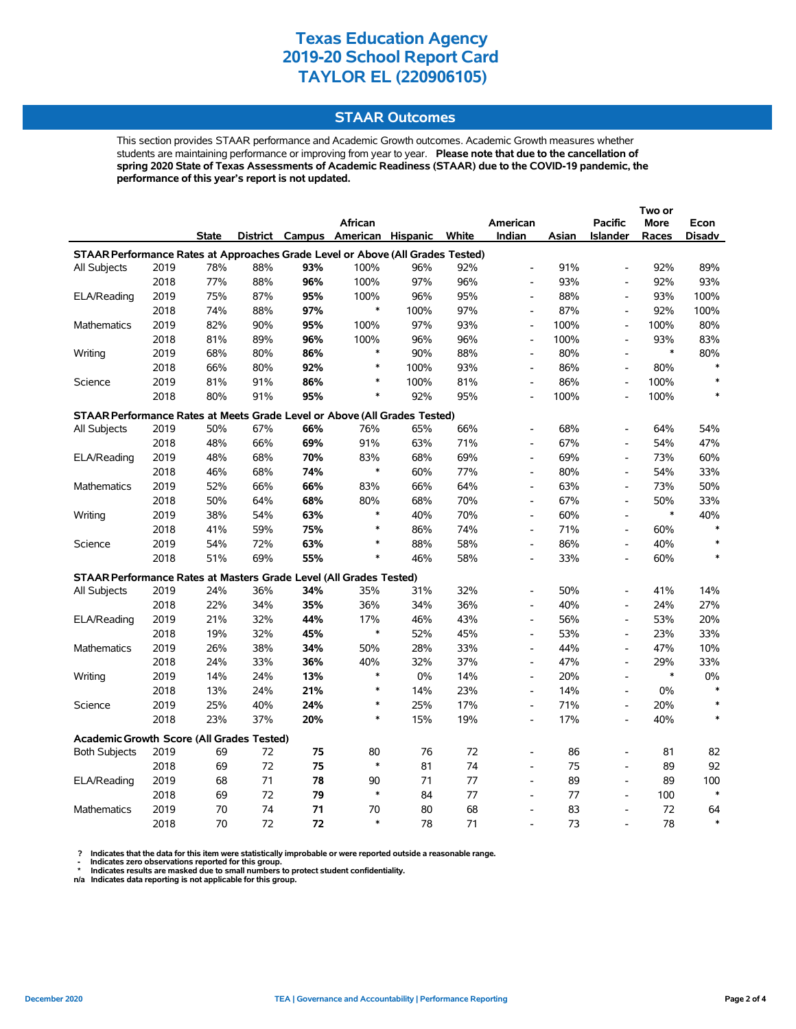# Texas Education Agency
# 2019-20 School Report Card
# TAYLOR EL (220906105)

## STAAR Outcomes

This section provides STAAR performance and Academic Growth outcomes. Academic Growth measures whether students are maintaining performance or improving from year to year. **Please note that due to the cancellation of spring 2020 State of Texas Assessments of Academic Readiness (STAAR) due to the COVID-19 pandemic, the performance of this year's report is not updated.**

| | | State | District | Campus | African American | Hispanic | White | American Indian | Asian | Pacific Islander | Two or More Races | Econ Disadv |
|---|---|---|---|---|---|---|---|---|---|---|---|---|
| **STAAR Performance Rates at Approaches Grade Level or Above (All Grades Tested)** | | | | | | | | | | | | |
| All Subjects | 2019 | 78% | 88% | **93%** | 100% | 96% | 92% | - | 91% | - | 92% | 89% |
| | 2018 | 77% | 88% | **96%** | 100% | 97% | 96% | - | 93% | - | 92% | 93% |
| ELA/Reading | 2019 | 75% | 87% | **95%** | 100% | 96% | 95% | - | 88% | - | 93% | 100% |
| | 2018 | 74% | 88% | **97%** | * | 100% | 97% | - | 87% | - | 92% | 100% |
| Mathematics | 2019 | 82% | 90% | **95%** | 100% | 97% | 93% | - | 100% | - | 100% | 80% |
| | 2018 | 81% | 89% | **96%** | 100% | 96% | 96% | - | 100% | - | 93% | 83% |
| Writing | 2019 | 68% | 80% | **86%** | * | 90% | 88% | - | 80% | - | * | 80% |
| | 2018 | 66% | 80% | **92%** | * | 100% | 93% | - | 86% | - | 80% | * |
| Science | 2019 | 81% | 91% | **86%** | * | 100% | 81% | - | 86% | - | 100% | * |
| | 2018 | 80% | 91% | **95%** | * | 92% | 95% | - | 100% | - | 100% | * |
| **STAAR Performance Rates at Meets Grade Level or Above (All Grades Tested)** | | | | | | | | | | | | |
| All Subjects | 2019 | 50% | 67% | **66%** | 76% | 65% | 66% | - | 68% | - | 64% | 54% |
| | 2018 | 48% | 66% | **69%** | 91% | 63% | 71% | - | 67% | - | 54% | 47% |
| ELA/Reading | 2019 | 48% | 68% | **70%** | 83% | 68% | 69% | - | 69% | - | 73% | 60% |
| | 2018 | 46% | 68% | **74%** | * | 60% | 77% | - | 80% | - | 54% | 33% |
| Mathematics | 2019 | 52% | 66% | **66%** | 83% | 66% | 64% | - | 63% | - | 73% | 50% |
| | 2018 | 50% | 64% | **68%** | 80% | 68% | 70% | - | 67% | - | 50% | 33% |
| Writing | 2019 | 38% | 54% | **63%** | * | 40% | 70% | - | 60% | - | * | 40% |
| | 2018 | 41% | 59% | **75%** | * | 86% | 74% | - | 71% | - | 60% | * |
| Science | 2019 | 54% | 72% | **63%** | * | 88% | 58% | - | 86% | - | 40% | * |
| | 2018 | 51% | 69% | **55%** | * | 46% | 58% | - | 33% | - | 60% | * |
| **STAAR Performance Rates at Masters Grade Level (All Grades Tested)** | | | | | | | | | | | | |
| All Subjects | 2019 | 24% | 36% | **34%** | 35% | 31% | 32% | - | 50% | - | 41% | 14% |
| | 2018 | 22% | 34% | **35%** | 36% | 34% | 36% | - | 40% | - | 24% | 27% |
| ELA/Reading | 2019 | 21% | 32% | **44%** | 17% | 46% | 43% | - | 56% | - | 53% | 20% |
| | 2018 | 19% | 32% | **45%** | * | 52% | 45% | - | 53% | - | 23% | 33% |
| Mathematics | 2019 | 26% | 38% | **34%** | 50% | 28% | 33% | - | 44% | - | 47% | 10% |
| | 2018 | 24% | 33% | **36%** | 40% | 32% | 37% | - | 47% | - | 29% | 33% |
| Writing | 2019 | 14% | 24% | **13%** | * | 0% | 14% | - | 20% | - | * | 0% |
| | 2018 | 13% | 24% | **21%** | * | 14% | 23% | - | 14% | - | 0% | * |
| Science | 2019 | 25% | 40% | **24%** | * | 25% | 17% | - | 71% | - | 20% | * |
| | 2018 | 23% | 37% | **20%** | * | 15% | 19% | - | 17% | - | 40% | * |
| **Academic Growth Score (All Grades Tested)** | | | | | | | | | | | | |
| Both Subjects | 2019 | 69 | 72 | **75** | 80 | 76 | 72 | - | 86 | - | 81 | 82 |
| | 2018 | 69 | 72 | **75** | * | 81 | 74 | - | 75 | - | 89 | 92 |
| ELA/Reading | 2019 | 68 | 71 | **78** | 90 | 71 | 77 | - | 89 | - | 89 | 100 |
| | 2018 | 69 | 72 | **79** | * | 84 | 77 | - | 77 | - | 100 | * |
| Mathematics | 2019 | 70 | 74 | **71** | 70 | 80 | 68 | - | 83 | - | 72 | 64 |
| | 2018 | 70 | 72 | **72** | * | 78 | 71 | - | 73 | - | 78 | * |

**?** Indicates that the data for this item were statistically improbable or were reported outside a reasonable range.
**-** Indicates zero observations reported for this group.
**\*** Indicates results are masked due to small numbers to protect student confidentiality.
**n/a** Indicates data reporting is not applicable for this group.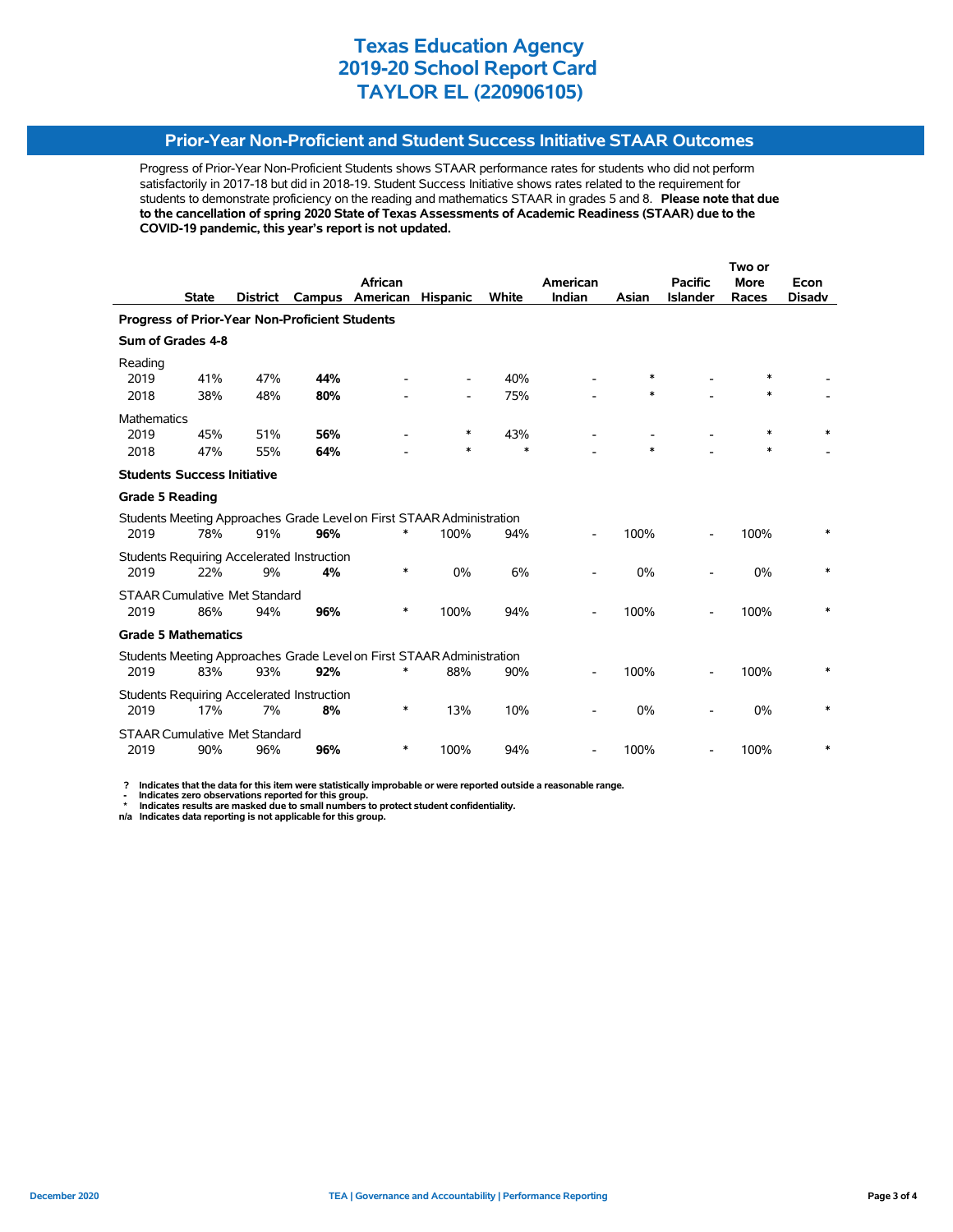# Texas Education Agency
# 2019-20 School Report Card
# TAYLOR EL (220906105)

## Prior-Year Non-Proficient and Student Success Initiative STAAR Outcomes

Progress of Prior-Year Non-Proficient Students shows STAAR performance rates for students who did not perform satisfactorily in 2017-18 but did in 2018-19. Student Success Initiative shows rates related to the requirement for students to demonstrate proficiency on the reading and mathematics STAAR in grades 5 and 8. **Please note that due to the cancellation of spring 2020 State of Texas Assessments of Academic Readiness (STAAR) due to the COVID-19 pandemic, this year's report is not updated.**

| | State | District | Campus | African American | Hispanic | White | American Indian | Asian | Pacific Islander | Two or More Races | Econ Disadv |
|---|---|---|---|---|---|---|---|---|---|---|---|
| **Progress of Prior-Year Non-Proficient Students** | | | | | | | | | | | |
| **Sum of Grades 4-8** | | | | | | | | | | | |
| Reading | | | | | | | | | | | |
| 2019 | 41% | 47% | **44%** | - | - | 40% | - | * | - | * | - |
| 2018 | 38% | 48% | **80%** | - | - | 75% | - | * | - | * | - |
| Mathematics | | | | | | | | | | | |
| 2019 | 45% | 51% | **56%** | - | * | 43% | - | - | - | * | * |
| 2018 | 47% | 55% | **64%** | - | * | * | - | * | - | * | - |
| **Students Success Initiative** | | | | | | | | | | | |
| **Grade 5 Reading** | | | | | | | | | | | |
| Students Meeting Approaches Grade Level on First STAAR Administration | | | | | | | | | | | |
| 2019 | 78% | 91% | **96%** | * | 100% | 94% | - | 100% | - | 100% | * |
| Students Requiring Accelerated Instruction | | | | | | | | | | | |
| 2019 | 22% | 9% | **4%** | * | 0% | 6% | - | 0% | - | 0% | * |
| STAAR Cumulative Met Standard | | | | | | | | | | | |
| 2019 | 86% | 94% | **96%** | * | 100% | 94% | - | 100% | - | 100% | * |
| **Grade 5 Mathematics** | | | | | | | | | | | |
| Students Meeting Approaches Grade Level on First STAAR Administration | | | | | | | | | | | |
| 2019 | 83% | 93% | **92%** | * | 88% | 90% | - | 100% | - | 100% | * |
| Students Requiring Accelerated Instruction | | | | | | | | | | | |
| 2019 | 17% | 7% | **8%** | * | 13% | 10% | - | 0% | - | 0% | * |
| STAAR Cumulative Met Standard | | | | | | | | | | | |
| 2019 | 90% | 96% | **96%** | * | 100% | 94% | - | 100% | - | 100% | * |

**? Indicates that the data for this item were statistically improbable or were reported outside a reasonable range.**
**- Indicates zero observations reported for this group.**
**\* Indicates results are masked due to small numbers to protect student confidentiality.**
**n/a Indicates data reporting is not applicable for this group.**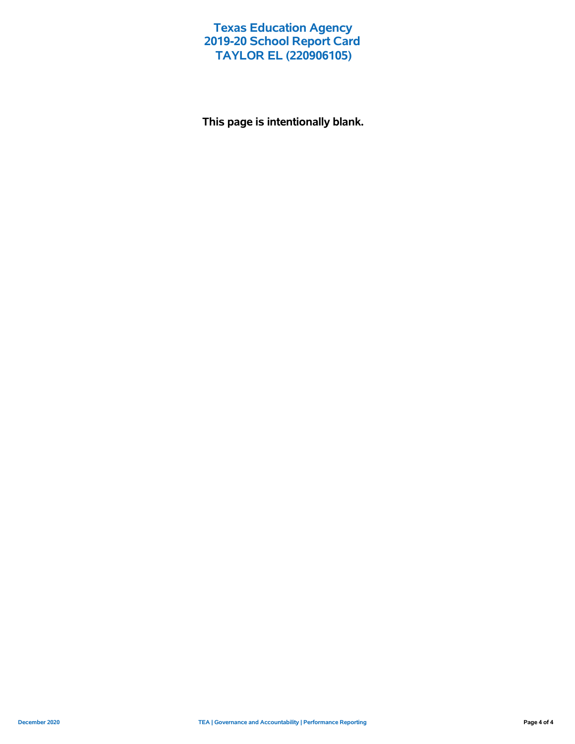# Texas Education Agency
# 2019-20 School Report Card
# TAYLOR EL (220906105)

**This page is intentionally blank.**